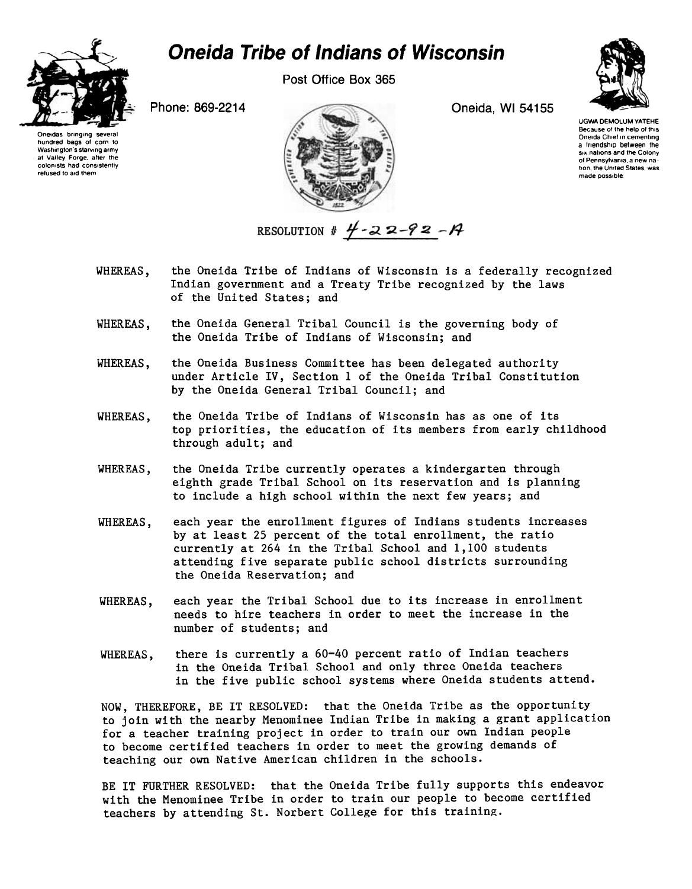# Oneida Tribe of Indians of Wisconsin

Post Office Box 365

Phone: 869-2214

Oneida, WI 54155

Oneidas bringing several hundred bags of corn to Washington's starving army at Valley Forge, after the colonists had consistently refused to aid them

UGWA DEMOLUM YATEHE
Because of the help of this Oneida Chief in cementing a friendship between the six nations and the Colony of Pennsylvania, a new nation, the United States, was made possible

RESOLUTION # 4-22-92-A

WHEREAS, the Oneida Tribe of Indians of Wisconsin is a federally recognized Indian government and a Treaty Tribe recognized by the laws of the United States; and

WHEREAS, the Oneida General Tribal Council is the governing body of the Oneida Tribe of Indians of Wisconsin; and

WHEREAS, the Oneida Business Committee has been delegated authority under Article IV, Section 1 of the Oneida Tribal Constitution by the Oneida General Tribal Council; and

WHEREAS, the Oneida Tribe of Indians of Wisconsin has as one of its top priorities, the education of its members from early childhood through adult; and

WHEREAS, the Oneida Tribe currently operates a kindergarten through eighth grade Tribal School on its reservation and is planning to include a high school within the next few years; and

WHEREAS, each year the enrollment figures of Indians students increases by at least 25 percent of the total enrollment, the ratio currently at 264 in the Tribal School and 1,100 students attending five separate public school districts surrounding the Oneida Reservation; and

WHEREAS, each year the Tribal School due to its increase in enrollment needs to hire teachers in order to meet the increase in the number of students; and

WHEREAS, there is currently a 60-40 percent ratio of Indian teachers in the Oneida Tribal School and only three Oneida teachers in the five public school systems where Oneida students attend.

NOW, THEREFORE, BE IT RESOLVED: that the Oneida Tribe as the opportunity to join with the nearby Menominee Indian Tribe in making a grant application for a teacher training project in order to train our own Indian people to become certified teachers in order to meet the growing demands of teaching our own Native American children in the schools.

BE IT FURTHER RESOLVED: that the Oneida Tribe fully supports this endeavor with the Menominee Tribe in order to train our people to become certified teachers by attending St. Norbert College for this training.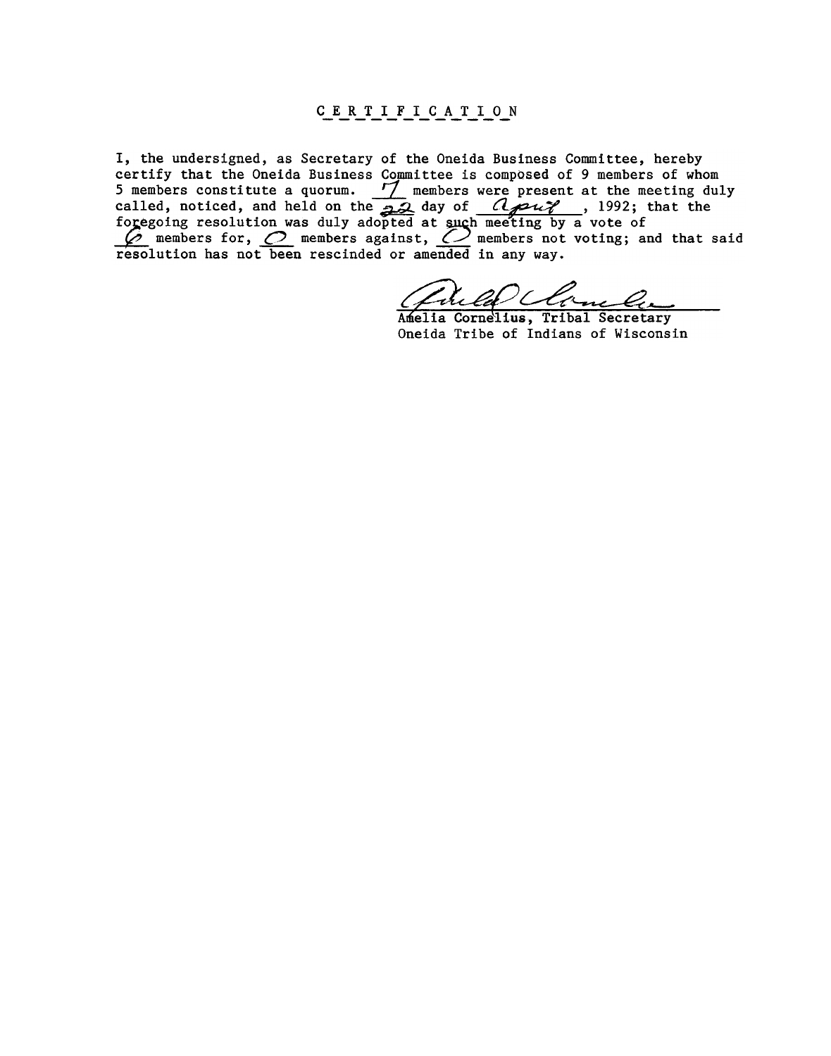# CERTIFICATION

I, the undersigned, as Secretary of the Oneida Business Committee, hereby certify that the Oneida Business Committee is composed of 9 members of whom 5 members constitute a quorum. 7 members were present at the meeting duly called, noticed, and held on the 22 day of April, 1992; that the foregoing resolution was duly adopted at such meeting by a vote of 6 members for, 0 members against, 0 members not voting; and that said resolution has not been rescinded or amended in any way.

Amelia Cornelius, Tribal Secretary
Oneida Tribe of Indians of Wisconsin